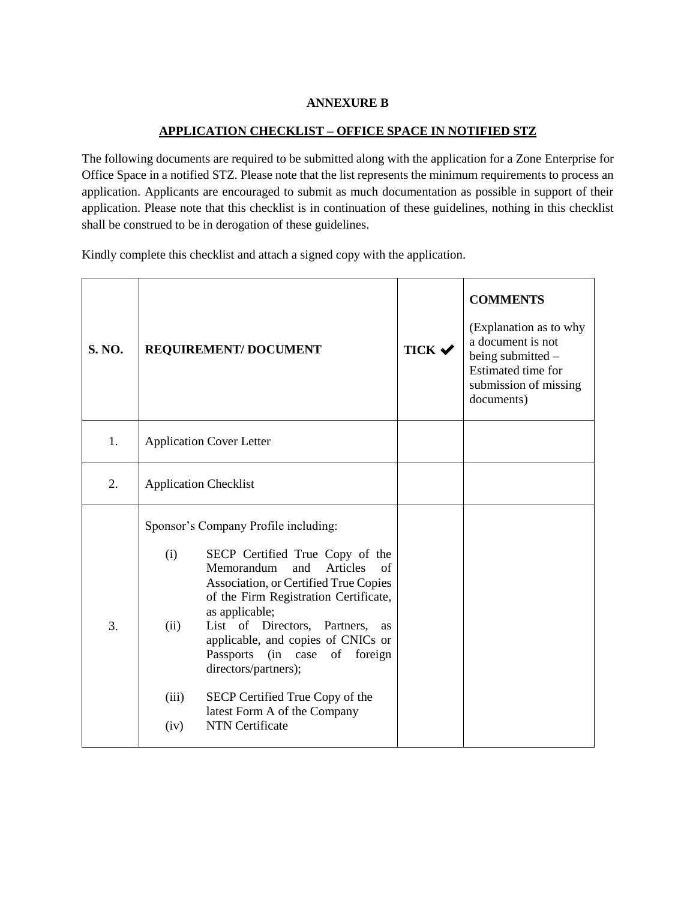**ANNEXURE B**

**APPLICATION CHECKLIST – OFFICE SPACE IN NOTIFIED STZ**

The following documents are required to be submitted along with the application for a Zone Enterprise for Office Space in a notified STZ. Please note that the list represents the minimum requirements to process an application. Applicants are encouraged to submit as much documentation as possible in support of their application. Please note that this checklist is in continuation of these guidelines, nothing in this checklist shall be construed to be in derogation of these guidelines.

Kindly complete this checklist and attach a signed copy with the application.

| S. NO. | REQUIREMENT/ DOCUMENT | TICK ✔ | **COMMENTS** (Explanation as to why a document is not being submitted – Estimated time for submission of missing documents) |
|---|---|---|---|
| 1. | Application Cover Letter | | |
| 2. | Application Checklist | | |
| 3. | Sponsor's Company Profile including:<br>(i) SECP Certified True Copy of the Memorandum and Articles of Association, or Certified True Copies of the Firm Registration Certificate, as applicable;<br>(ii) List of Directors, Partners, as applicable, and copies of CNICs or Passports (in case of foreign directors/partners);<br>(iii) SECP Certified True Copy of the latest Form A of the Company<br>(iv) NTN Certificate | | |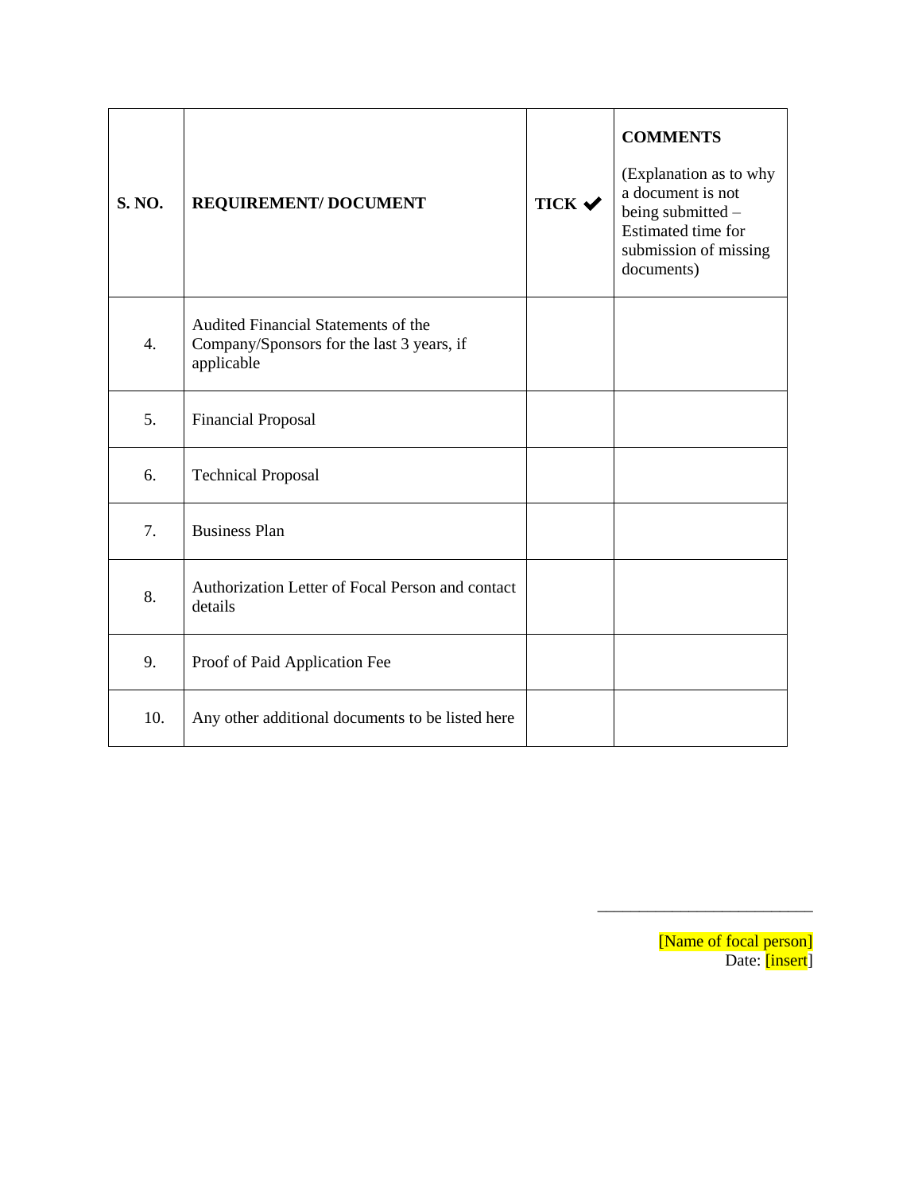| S. NO. | REQUIREMENT/ DOCUMENT | TICK ✔ | COMMENTS (Explanation as to why a document is not being submitted – Estimated time for submission of missing documents) |
|---|---|---|---|
| 4. | Audited Financial Statements of the Company/Sponsors for the last 3 years, if applicable | | |
| 5. | Financial Proposal | | |
| 6. | Technical Proposal | | |
| 7. | Business Plan | | |
| 8. | Authorization Letter of Focal Person and contact details | | |
| 9. | Proof of Paid Application Fee | | |
| 10. | Any other additional documents to be listed here | | |

___________________________

[Name of focal person]
Date: [insert]